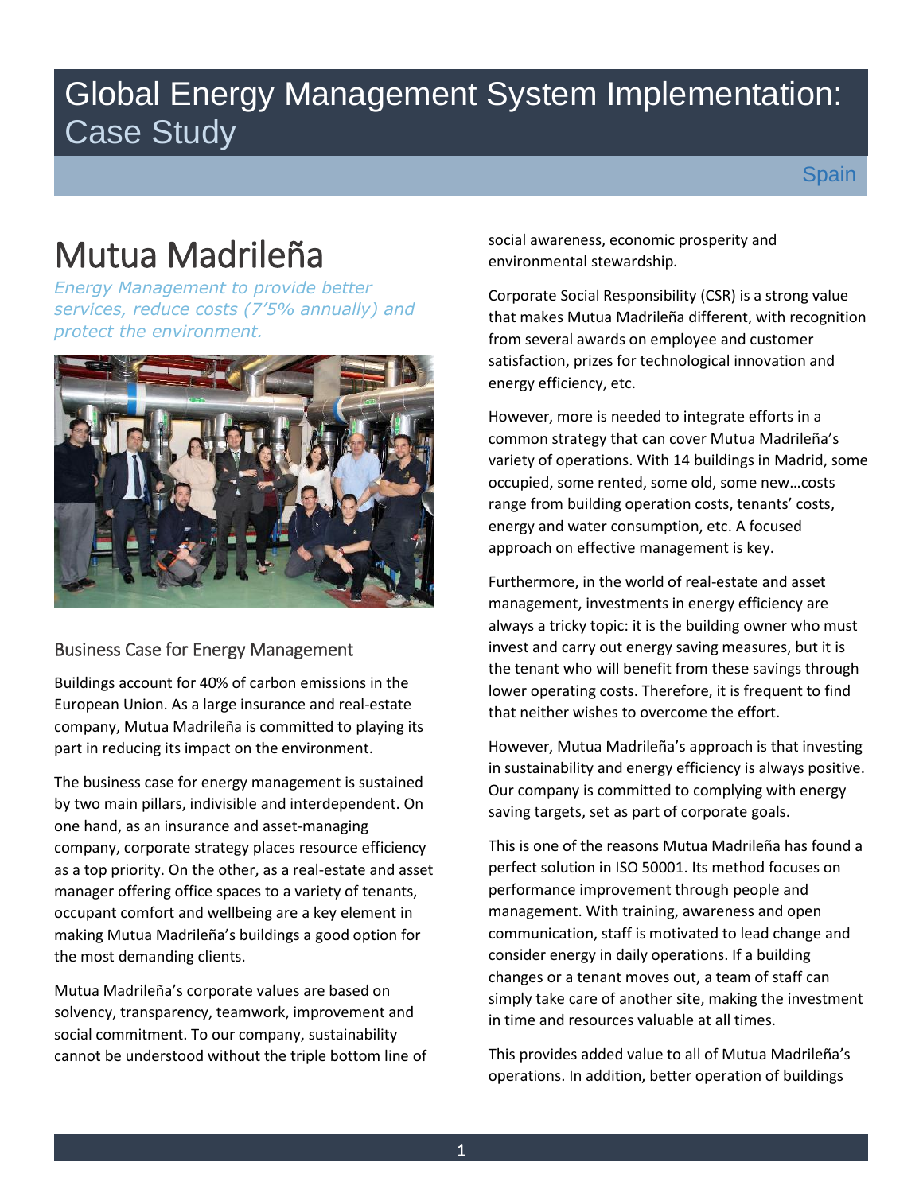# Global Energy Management System Implementation: Case Study

Spain

# Mutua Madrileña

*Energy Management to provide better services, reduce costs (7'5% annually) and protect the environment.*

## Business Case for Energy Management

Buildings account for 40% of carbon emissions in the European Union. As a large insurance and real-estate company, Mutua Madrileña is committed to playing its part in reducing its impact on the environment.

The business case for energy management is sustained by two main pillars, indivisible and interdependent. On one hand, as an insurance and asset-managing company, corporate strategy places resource efficiency as a top priority. On the other, as a real-estate and asset manager offering office spaces to a variety of tenants, occupant comfort and wellbeing are a key element in making Mutua Madrileña's buildings a good option for the most demanding clients.

Mutua Madrileña's corporate values are based on solvency, transparency, teamwork, improvement and social commitment. To our company, sustainability cannot be understood without the triple bottom line of social awareness, economic prosperity and environmental stewardship.

Corporate Social Responsibility (CSR) is a strong value that makes Mutua Madrileña different, with recognition from several awards on employee and customer satisfaction, prizes for technological innovation and energy efficiency, etc.

However, more is needed to integrate efforts in a common strategy that can cover Mutua Madrileña's variety of operations. With 14 buildings in Madrid, some occupied, some rented, some old, some new…costs range from building operation costs, tenants' costs, energy and water consumption, etc. A focused approach on effective management is key.

Furthermore, in the world of real-estate and asset management, investments in energy efficiency are always a tricky topic: it is the building owner who must invest and carry out energy saving measures, but it is the tenant who will benefit from these savings through lower operating costs. Therefore, it is frequent to find that neither wishes to overcome the effort.

However, Mutua Madrileña's approach is that investing in sustainability and energy efficiency is always positive. Our company is committed to complying with energy saving targets, set as part of corporate goals.

This is one of the reasons Mutua Madrileña has found a perfect solution in ISO 50001. Its method focuses on performance improvement through people and management. With training, awareness and open communication, staff is motivated to lead change and consider energy in daily operations. If a building changes or a tenant moves out, a team of staff can simply take care of another site, making the investment in time and resources valuable at all times.

This provides added value to all of Mutua Madrileña's operations. In addition, better operation of buildings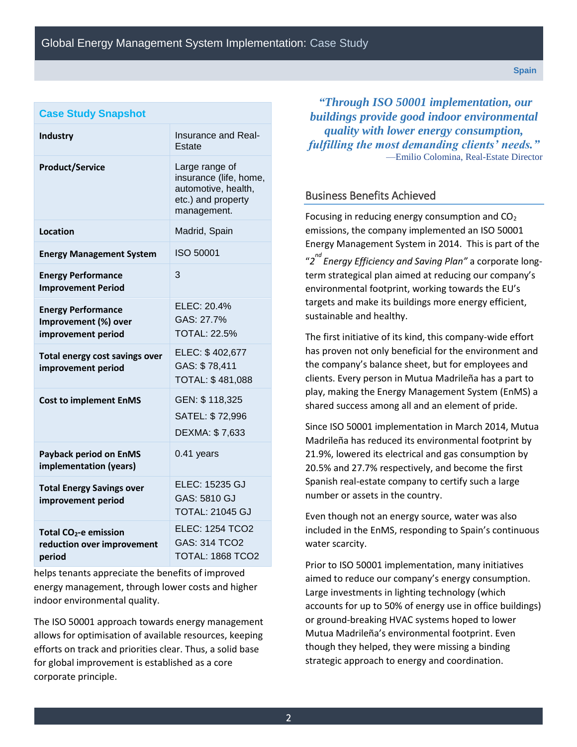## Case Study Snapshot

| | |
|---|---|
| **Industry** | Insurance and Real-Estate |
| **Product/Service** | Large range of insurance (life, home, automotive, health, etc.) and property management. |
| **Location** | Madrid, Spain |
| **Energy Management System** | ISO 50001 |
| **Energy Performance Improvement Period** | 3 |
| **Energy Performance Improvement (%) over improvement period** | ELEC: 20.4%<br>GAS: 27.7%<br>TOTAL: 22.5% |
| **Total energy cost savings over improvement period** | ELEC: $ 402,677<br>GAS: $ 78,411<br>TOTAL: $ 481,088 |
| **Cost to implement EnMS** | GEN: $ 118,325<br>SATEL: $ 72,996<br>DEXMA: $ 7,633 |
| **Payback period on EnMS implementation (years)** | 0.41 years |
| **Total Energy Savings over improvement period** | ELEC: 15235 GJ<br>GAS: 5810 GJ<br>TOTAL: 21045 GJ |
| **Total $CO_2$-e emission reduction over improvement period** | ELEC: 1254 TCO2<br>GAS: 314 TCO2<br>TOTAL: 1868 TCO2 |

helps tenants appreciate the benefits of improved energy management, through lower costs and higher indoor environmental quality.

The ISO 50001 approach towards energy management allows for optimisation of available resources, keeping efforts on track and priorities clear. Thus, a solid base for global improvement is established as a core corporate principle.

*"Through ISO 50001 implementation, our buildings provide good indoor environmental quality with lower energy consumption, fulfilling the most demanding clients' needs."*
—Emilio Colomina, Real-Estate Director

## Business Benefits Achieved

Focusing in reducing energy consumption and $CO_2$ emissions, the company implemented an ISO 50001 Energy Management System in 2014. This is part of the "*2nd Energy Efficiency and Saving Plan*" a corporate long-term strategical plan aimed at reducing our company's environmental footprint, working towards the EU's targets and make its buildings more energy efficient, sustainable and healthy.

The first initiative of its kind, this company-wide effort has proven not only beneficial for the environment and the company's balance sheet, but for employees and clients. Every person in Mutua Madrileña has a part to play, making the Energy Management System (EnMS) a shared success among all and an element of pride.

Since ISO 50001 implementation in March 2014, Mutua Madrileña has reduced its environmental footprint by 21.9%, lowered its electrical and gas consumption by 20.5% and 27.7% respectively, and become the first Spanish real-estate company to certify such a large number or assets in the country.

Even though not an energy source, water was also included in the EnMS, responding to Spain's continuous water scarcity.

Prior to ISO 50001 implementation, many initiatives aimed to reduce our company's energy consumption. Large investments in lighting technology (which accounts for up to 50% of energy use in office buildings) or ground-breaking HVAC systems hoped to lower Mutua Madrileña's environmental footprint. Even though they helped, they were missing a binding strategic approach to energy and coordination.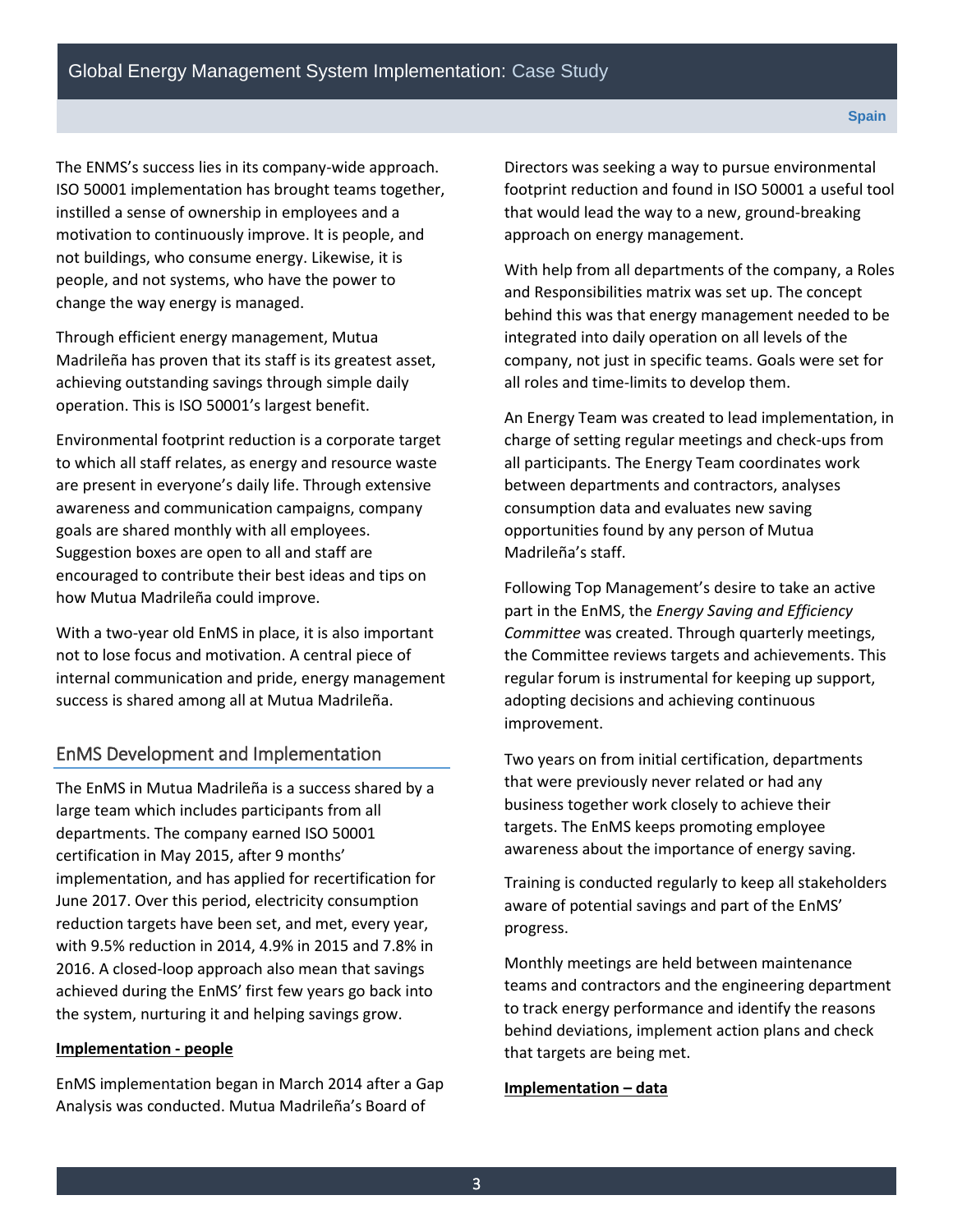The ENMS's success lies in its company-wide approach. ISO 50001 implementation has brought teams together, instilled a sense of ownership in employees and a motivation to continuously improve. It is people, and not buildings, who consume energy. Likewise, it is people, and not systems, who have the power to change the way energy is managed.

Through efficient energy management, Mutua Madrileña has proven that its staff is its greatest asset, achieving outstanding savings through simple daily operation. This is ISO 50001's largest benefit.

Environmental footprint reduction is a corporate target to which all staff relates, as energy and resource waste are present in everyone's daily life. Through extensive awareness and communication campaigns, company goals are shared monthly with all employees. Suggestion boxes are open to all and staff are encouraged to contribute their best ideas and tips on how Mutua Madrileña could improve.

With a two-year old EnMS in place, it is also important not to lose focus and motivation. A central piece of internal communication and pride, energy management success is shared among all at Mutua Madrileña.

## EnMS Development and Implementation

The EnMS in Mutua Madrileña is a success shared by a large team which includes participants from all departments. The company earned ISO 50001 certification in May 2015, after 9 months' implementation, and has applied for recertification for June 2017. Over this period, electricity consumption reduction targets have been set, and met, every year, with 9.5% reduction in 2014, 4.9% in 2015 and 7.8% in 2016. A closed-loop approach also mean that savings achieved during the EnMS' first few years go back into the system, nurturing it and helping savings grow.

**Implementation - people**

EnMS implementation began in March 2014 after a Gap Analysis was conducted. Mutua Madrileña's Board of Directors was seeking a way to pursue environmental footprint reduction and found in ISO 50001 a useful tool that would lead the way to a new, ground-breaking approach on energy management.

With help from all departments of the company, a Roles and Responsibilities matrix was set up. The concept behind this was that energy management needed to be integrated into daily operation on all levels of the company, not just in specific teams. Goals were set for all roles and time-limits to develop them.

An Energy Team was created to lead implementation, in charge of setting regular meetings and check-ups from all participants. The Energy Team coordinates work between departments and contractors, analyses consumption data and evaluates new saving opportunities found by any person of Mutua Madrileña's staff.

Following Top Management's desire to take an active part in the EnMS, the *Energy Saving and Efficiency Committee* was created. Through quarterly meetings, the Committee reviews targets and achievements. This regular forum is instrumental for keeping up support, adopting decisions and achieving continuous improvement.

Two years on from initial certification, departments that were previously never related or had any business together work closely to achieve their targets. The EnMS keeps promoting employee awareness about the importance of energy saving.

Training is conducted regularly to keep all stakeholders aware of potential savings and part of the EnMS' progress.

Monthly meetings are held between maintenance teams and contractors and the engineering department to track energy performance and identify the reasons behind deviations, implement action plans and check that targets are being met.

**Implementation – data**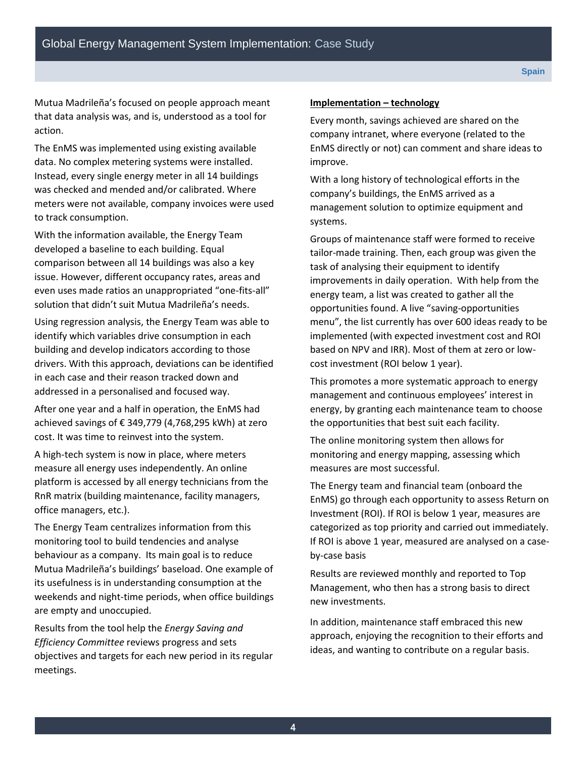Mutua Madrileña's focused on people approach meant that data analysis was, and is, understood as a tool for action.

The EnMS was implemented using existing available data. No complex metering systems were installed. Instead, every single energy meter in all 14 buildings was checked and mended and/or calibrated. Where meters were not available, company invoices were used to track consumption.

With the information available, the Energy Team developed a baseline to each building. Equal comparison between all 14 buildings was also a key issue. However, different occupancy rates, areas and even uses made ratios an unappropriated "one-fits-all" solution that didn't suit Mutua Madrileña's needs.

Using regression analysis, the Energy Team was able to identify which variables drive consumption in each building and develop indicators according to those drivers. With this approach, deviations can be identified in each case and their reason tracked down and addressed in a personalised and focused way.

After one year and a half in operation, the EnMS had achieved savings of € 349,779 (4,768,295 kWh) at zero cost. It was time to reinvest into the system.

A high-tech system is now in place, where meters measure all energy uses independently. An online platform is accessed by all energy technicians from the RnR matrix (building maintenance, facility managers, office managers, etc.).

The Energy Team centralizes information from this monitoring tool to build tendencies and analyse behaviour as a company. Its main goal is to reduce Mutua Madrileña's buildings' baseload. One example of its usefulness is in understanding consumption at the weekends and night-time periods, when office buildings are empty and unoccupied.

Results from the tool help the *Energy Saving and Efficiency Committee* reviews progress and sets objectives and targets for each new period in its regular meetings.

**Implementation – technology**

Every month, savings achieved are shared on the company intranet, where everyone (related to the EnMS directly or not) can comment and share ideas to improve.

With a long history of technological efforts in the company's buildings, the EnMS arrived as a management solution to optimize equipment and systems.

Groups of maintenance staff were formed to receive tailor-made training. Then, each group was given the task of analysing their equipment to identify improvements in daily operation. With help from the energy team, a list was created to gather all the opportunities found. A live "saving-opportunities menu", the list currently has over 600 ideas ready to be implemented (with expected investment cost and ROI based on NPV and IRR). Most of them at zero or low-cost investment (ROI below 1 year).

This promotes a more systematic approach to energy management and continuous employees' interest in energy, by granting each maintenance team to choose the opportunities that best suit each facility.

The online monitoring system then allows for monitoring and energy mapping, assessing which measures are most successful.

The Energy team and financial team (onboard the EnMS) go through each opportunity to assess Return on Investment (ROI). If ROI is below 1 year, measures are categorized as top priority and carried out immediately. If ROI is above 1 year, measured are analysed on a case-by-case basis

Results are reviewed monthly and reported to Top Management, who then has a strong basis to direct new investments.

In addition, maintenance staff embraced this new approach, enjoying the recognition to their efforts and ideas, and wanting to contribute on a regular basis.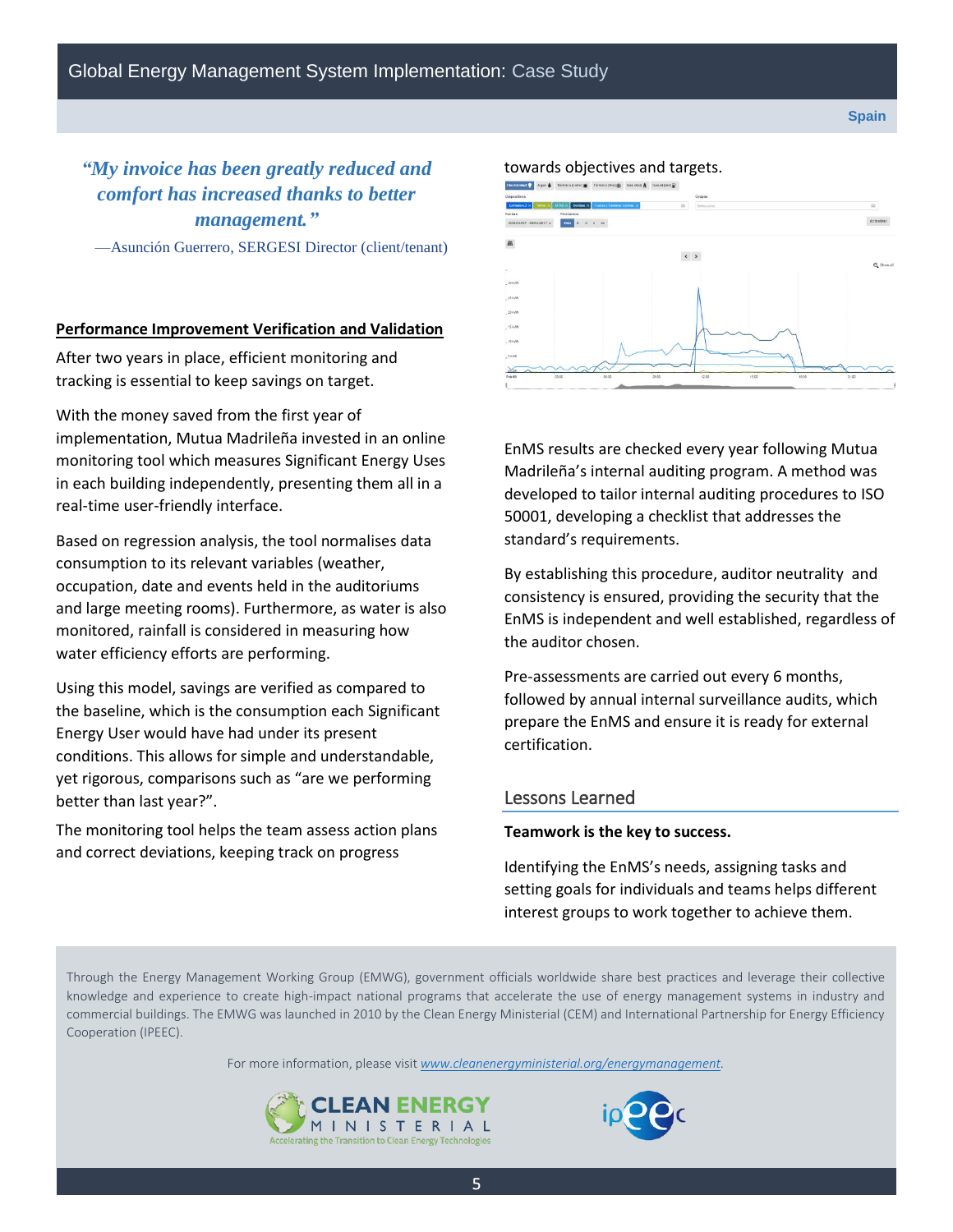> ***"My invoice has been greatly reduced and comfort has increased thanks to better management."***
>
> —Asunción Guerrero, SERGESI Director (client/tenant)

## Performance Improvement Verification and Validation

After two years in place, efficient monitoring and tracking is essential to keep savings on target.

With the money saved from the first year of implementation, Mutua Madrileña invested in an online monitoring tool which measures Significant Energy Uses in each building independently, presenting them all in a real-time user-friendly interface.

Based on regression analysis, the tool normalises data consumption to its relevant variables (weather, occupation, date and events held in the auditoriums and large meeting rooms). Furthermore, as water is also monitored, rainfall is considered in measuring how water efficiency efforts are performing.

Using this model, savings are verified as compared to the baseline, which is the consumption each Significant Energy User would have had under its present conditions. This allows for simple and understandable, yet rigorous, comparisons such as "are we performing better than last year?".

The monitoring tool helps the team assess action plans and correct deviations, keeping track on progress towards objectives and targets.

EnMS results are checked every year following Mutua Madrileña's internal auditing program. A method was developed to tailor internal auditing procedures to ISO 50001, developing a checklist that addresses the standard's requirements.

By establishing this procedure, auditor neutrality and consistency is ensured, providing the security that the EnMS is independent and well established, regardless of the auditor chosen.

Pre-assessments are carried out every 6 months, followed by annual internal surveillance audits, which prepare the EnMS and ensure it is ready for external certification.

## Lessons Learned

**Teamwork is the key to success.**

Identifying the EnMS's needs, assigning tasks and setting goals for individuals and teams helps different interest groups to work together to achieve them.

Through the Energy Management Working Group (EMWG), government officials worldwide share best practices and leverage their collective knowledge and experience to create high-impact national programs that accelerate the use of energy management systems in industry and commercial buildings. The EMWG was launched in 2010 by the Clean Energy Ministerial (CEM) and International Partnership for Energy Efficiency Cooperation (IPEEC).

For more information, please visit *www.cleanenergyministerial.org/energymanagement*.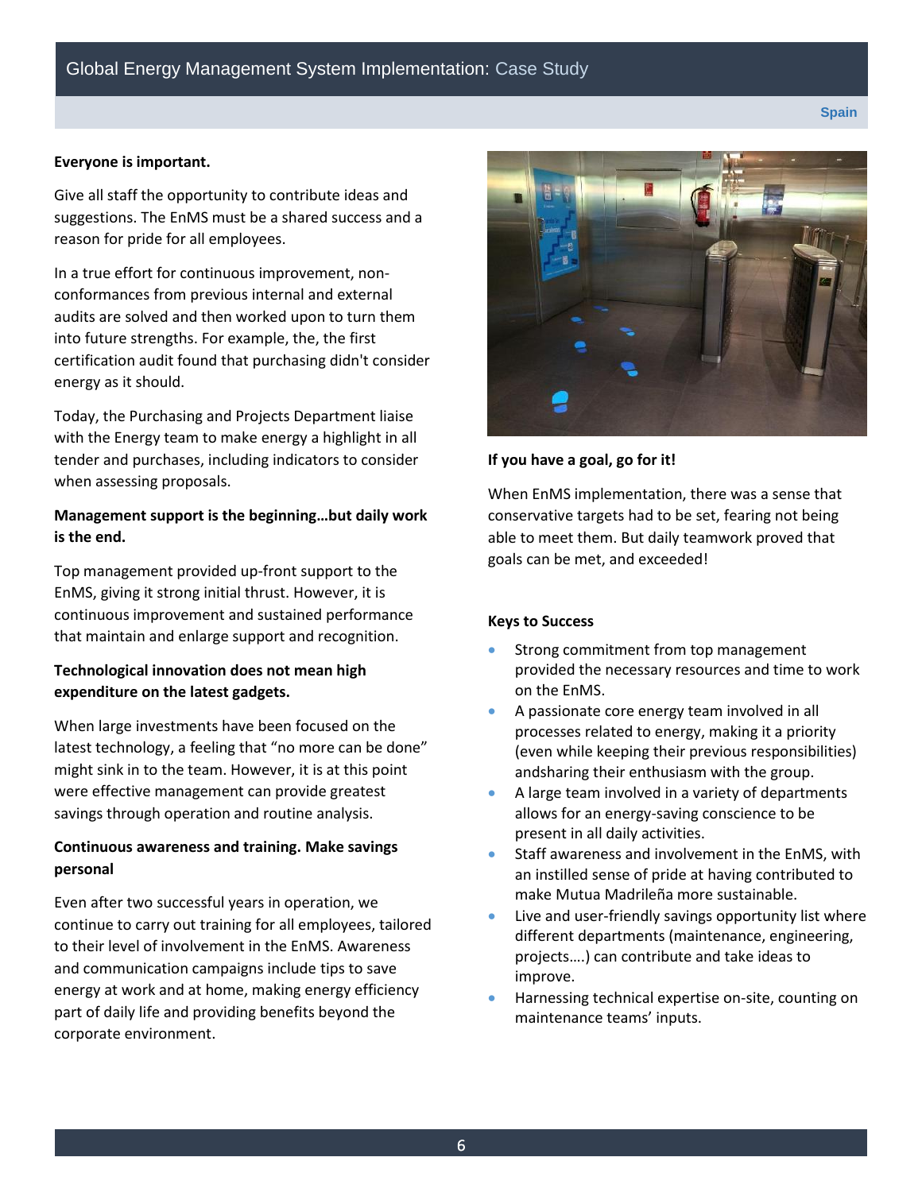**Everyone is important.**

Give all staff the opportunity to contribute ideas and suggestions. The EnMS must be a shared success and a reason for pride for all employees.

In a true effort for continuous improvement, non-conformances from previous internal and external audits are solved and then worked upon to turn them into future strengths. For example, the, the first certification audit found that purchasing didn't consider energy as it should.

Today, the Purchasing and Projects Department liaise with the Energy team to make energy a highlight in all tender and purchases, including indicators to consider when assessing proposals.

**Management support is the beginning…but daily work is the end.**

Top management provided up-front support to the EnMS, giving it strong initial thrust. However, it is continuous improvement and sustained performance that maintain and enlarge support and recognition.

**Technological innovation does not mean high expenditure on the latest gadgets.**

When large investments have been focused on the latest technology, a feeling that "no more can be done" might sink in to the team. However, it is at this point were effective management can provide greatest savings through operation and routine analysis.

**Continuous awareness and training. Make savings personal**

Even after two successful years in operation, we continue to carry out training for all employees, tailored to their level of involvement in the EnMS. Awareness and communication campaigns include tips to save energy at work and at home, making energy efficiency part of daily life and providing benefits beyond the corporate environment.

**If you have a goal, go for it!**

When EnMS implementation, there was a sense that conservative targets had to be set, fearing not being able to meet them. But daily teamwork proved that goals can be met, and exceeded!

**Keys to Success**

- Strong commitment from top management provided the necessary resources and time to work on the EnMS.
- A passionate core energy team involved in all processes related to energy, making it a priority (even while keeping their previous responsibilities) andsharing their enthusiasm with the group.
- A large team involved in a variety of departments allows for an energy-saving conscience to be present in all daily activities.
- Staff awareness and involvement in the EnMS, with an instilled sense of pride at having contributed to make Mutua Madrileña more sustainable.
- Live and user-friendly savings opportunity list where different departments (maintenance, engineering, projects….) can contribute and take ideas to improve.
- Harnessing technical expertise on-site, counting on maintenance teams' inputs.